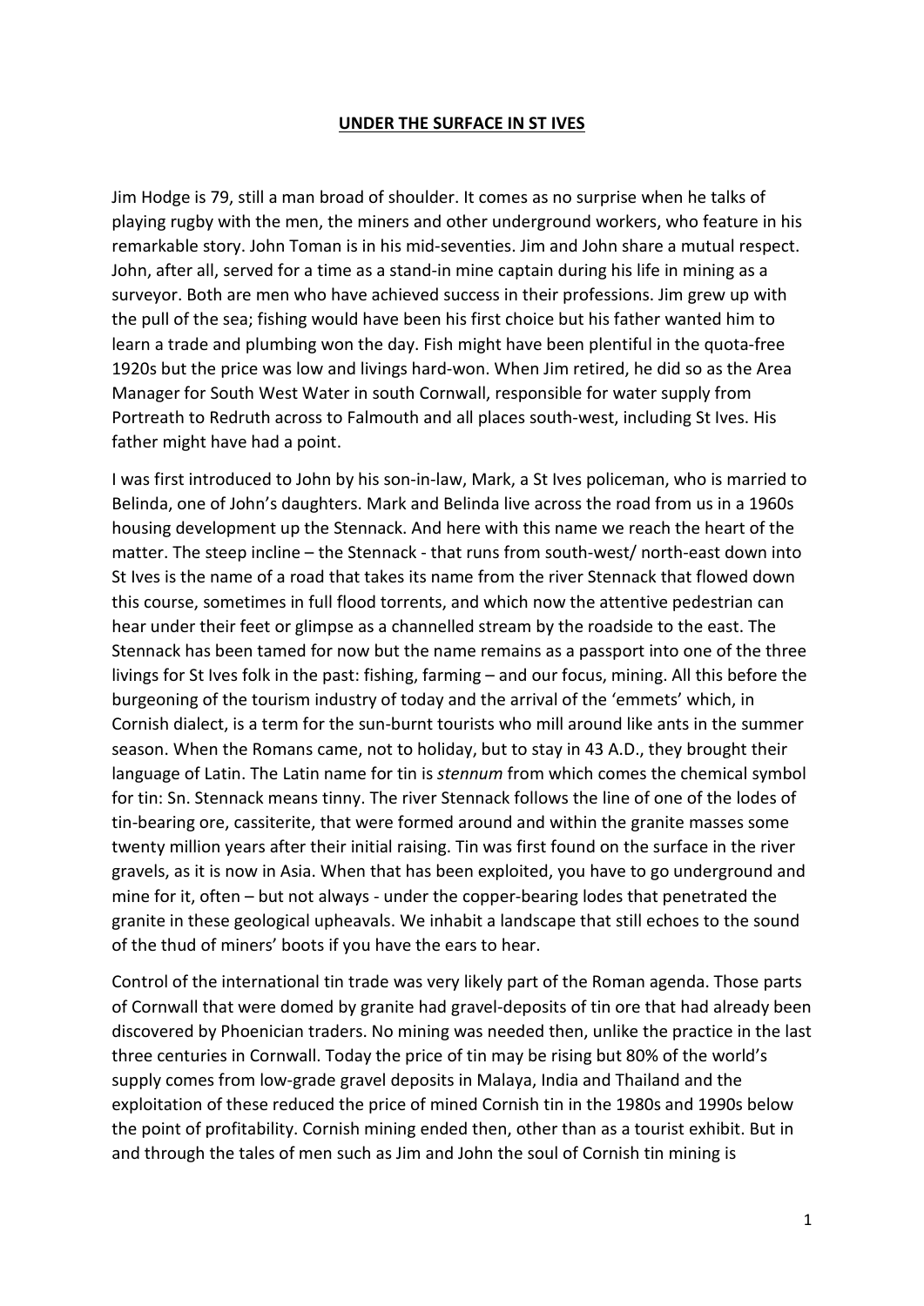**UNDER THE SURFACE IN ST IVES**

Jim Hodge is 79, still a man broad of shoulder. It comes as no surprise when he talks of playing rugby with the men, the miners and other underground workers, who feature in his remarkable story. John Toman is in his mid-seventies. Jim and John share a mutual respect. John, after all, served for a time as a stand-in mine captain during his life in mining as a surveyor. Both are men who have achieved success in their professions. Jim grew up with the pull of the sea; fishing would have been his first choice but his father wanted him to learn a trade and plumbing won the day. Fish might have been plentiful in the quota-free 1920s but the price was low and livings hard-won. When Jim retired, he did so as the Area Manager for South West Water in south Cornwall, responsible for water supply from Portreath to Redruth across to Falmouth and all places south-west, including St Ives. His father might have had a point.

I was first introduced to John by his son-in-law, Mark, a St Ives policeman, who is married to Belinda, one of John's daughters. Mark and Belinda live across the road from us in a 1960s housing development up the Stennack. And here with this name we reach the heart of the matter. The steep incline – the Stennack - that runs from south-west/ north-east down into St Ives is the name of a road that takes its name from the river Stennack that flowed down this course, sometimes in full flood torrents, and which now the attentive pedestrian can hear under their feet or glimpse as a channelled stream by the roadside to the east. The Stennack has been tamed for now but the name remains as a passport into one of the three livings for St Ives folk in the past: fishing, farming – and our focus, mining. All this before the burgeoning of the tourism industry of today and the arrival of the 'emmets' which, in Cornish dialect, is a term for the sun-burnt tourists who mill around like ants in the summer season. When the Romans came, not to holiday, but to stay in 43 A.D., they brought their language of Latin. The Latin name for tin is *stennum* from which comes the chemical symbol for tin: Sn. Stennack means tinny. The river Stennack follows the line of one of the lodes of tin-bearing ore, cassiterite, that were formed around and within the granite masses some twenty million years after their initial raising. Tin was first found on the surface in the river gravels, as it is now in Asia. When that has been exploited, you have to go underground and mine for it, often – but not always - under the copper-bearing lodes that penetrated the granite in these geological upheavals. We inhabit a landscape that still echoes to the sound of the thud of miners' boots if you have the ears to hear.

Control of the international tin trade was very likely part of the Roman agenda. Those parts of Cornwall that were domed by granite had gravel-deposits of tin ore that had already been discovered by Phoenician traders. No mining was needed then, unlike the practice in the last three centuries in Cornwall. Today the price of tin may be rising but 80% of the world's supply comes from low-grade gravel deposits in Malaya, India and Thailand and the exploitation of these reduced the price of mined Cornish tin in the 1980s and 1990s below the point of profitability. Cornish mining ended then, other than as a tourist exhibit. But in and through the tales of men such as Jim and John the soul of Cornish tin mining is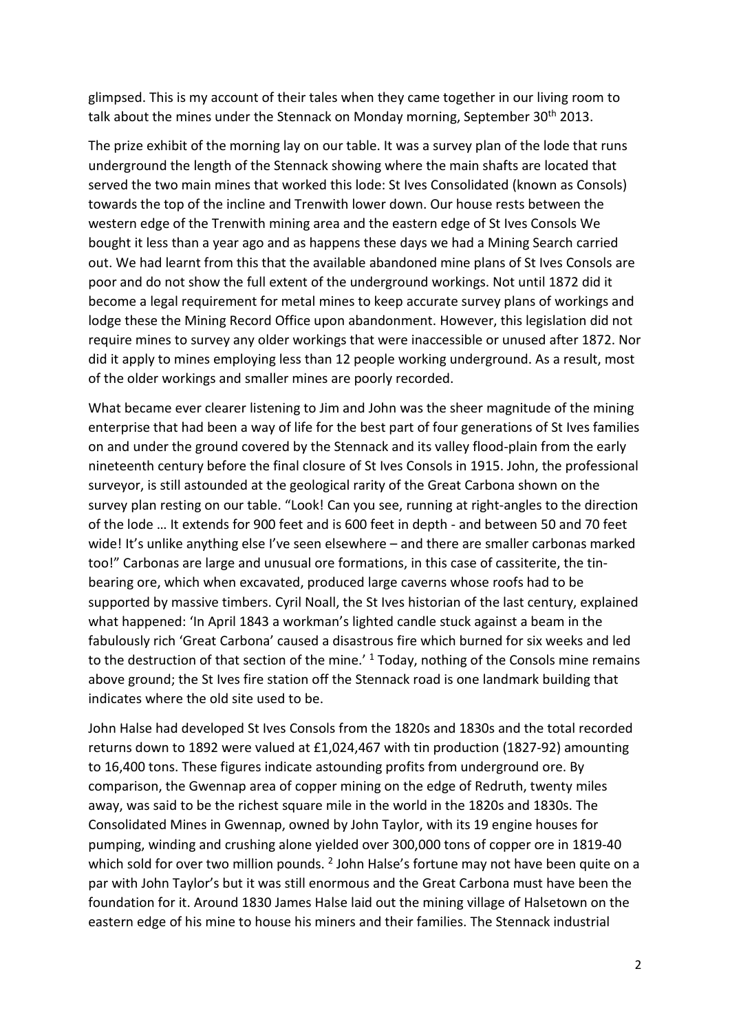glimpsed. This is my account of their tales when they came together in our living room to talk about the mines under the Stennack on Monday morning, September 30th 2013.

The prize exhibit of the morning lay on our table. It was a survey plan of the lode that runs underground the length of the Stennack showing where the main shafts are located that served the two main mines that worked this lode: St Ives Consolidated (known as Consols) towards the top of the incline and Trenwith lower down. Our house rests between the western edge of the Trenwith mining area and the eastern edge of St Ives Consols We bought it less than a year ago and as happens these days we had a Mining Search carried out. We had learnt from this that the available abandoned mine plans of St Ives Consols are poor and do not show the full extent of the underground workings. Not until 1872 did it become a legal requirement for metal mines to keep accurate survey plans of workings and lodge these the Mining Record Office upon abandonment. However, this legislation did not require mines to survey any older workings that were inaccessible or unused after 1872. Nor did it apply to mines employing less than 12 people working underground. As a result, most of the older workings and smaller mines are poorly recorded.

What became ever clearer listening to Jim and John was the sheer magnitude of the mining enterprise that had been a way of life for the best part of four generations of St Ives families on and under the ground covered by the Stennack and its valley flood-plain from the early nineteenth century before the final closure of St Ives Consols in 1915. John, the professional surveyor, is still astounded at the geological rarity of the Great Carbona shown on the survey plan resting on our table. "Look! Can you see, running at right-angles to the direction of the lode … It extends for 900 feet and is 600 feet in depth - and between 50 and 70 feet wide! It's unlike anything else I've seen elsewhere – and there are smaller carbonas marked too!" Carbonas are large and unusual ore formations, in this case of cassiterite, the tin-bearing ore, which when excavated, produced large caverns whose roofs had to be supported by massive timbers. Cyril Noall, the St Ives historian of the last century, explained what happened: 'In April 1843 a workman's lighted candle stuck against a beam in the fabulously rich 'Great Carbona' caused a disastrous fire which burned for six weeks and led to the destruction of that section of the mine.' [1] Today, nothing of the Consols mine remains above ground; the St Ives fire station off the Stennack road is one landmark building that indicates where the old site used to be.

John Halse had developed St Ives Consols from the 1820s and 1830s and the total recorded returns down to 1892 were valued at £1,024,467 with tin production (1827-92) amounting to 16,400 tons. These figures indicate astounding profits from underground ore. By comparison, the Gwennap area of copper mining on the edge of Redruth, twenty miles away, was said to be the richest square mile in the world in the 1820s and 1830s. The Consolidated Mines in Gwennap, owned by John Taylor, with its 19 engine houses for pumping, winding and crushing alone yielded over 300,000 tons of copper ore in 1819-40 which sold for over two million pounds. [2] John Halse's fortune may not have been quite on a par with John Taylor's but it was still enormous and the Great Carbona must have been the foundation for it. Around 1830 James Halse laid out the mining village of Halsetown on the eastern edge of his mine to house his miners and their families. The Stennack industrial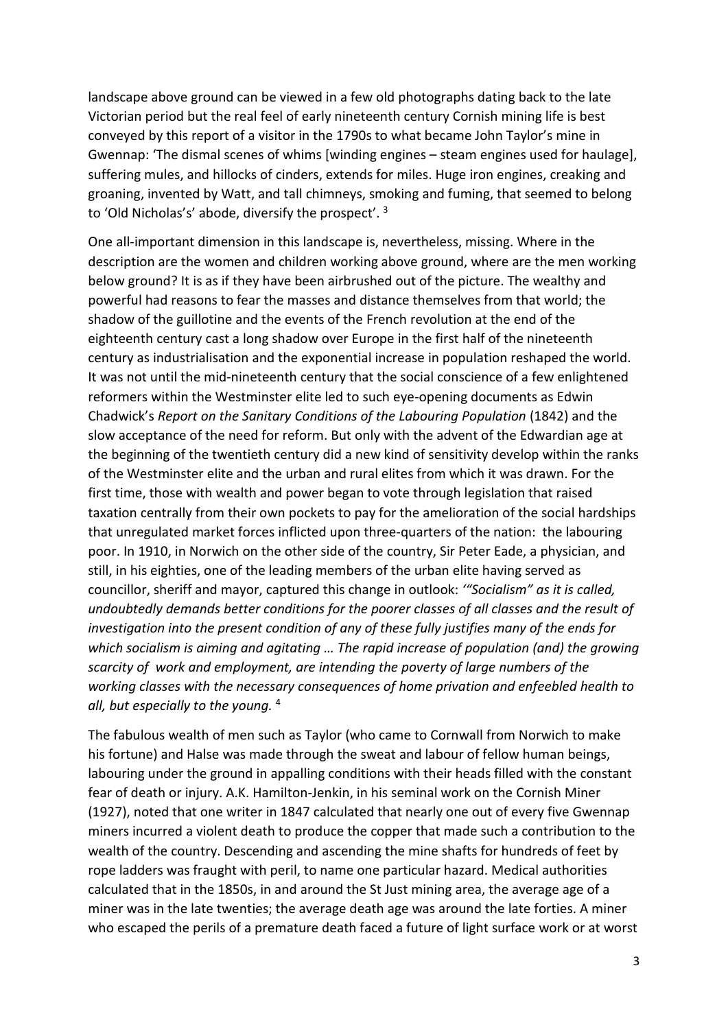landscape above ground can be viewed in a few old photographs dating back to the late Victorian period but the real feel of early nineteenth century Cornish mining life is best conveyed by this report of a visitor in the 1790s to what became John Taylor's mine in Gwennap: 'The dismal scenes of whims [winding engines – steam engines used for haulage], suffering mules, and hillocks of cinders, extends for miles. Huge iron engines, creaking and groaning, invented by Watt, and tall chimneys, smoking and fuming, that seemed to belong to 'Old Nicholas's' abode, diversify the prospect'. [3]

One all-important dimension in this landscape is, nevertheless, missing. Where in the description are the women and children working above ground, where are the men working below ground? It is as if they have been airbrushed out of the picture. The wealthy and powerful had reasons to fear the masses and distance themselves from that world; the shadow of the guillotine and the events of the French revolution at the end of the eighteenth century cast a long shadow over Europe in the first half of the nineteenth century as industrialisation and the exponential increase in population reshaped the world. It was not until the mid-nineteenth century that the social conscience of a few enlightened reformers within the Westminster elite led to such eye-opening documents as Edwin Chadwick's *Report on the Sanitary Conditions of the Labouring Population* (1842) and the slow acceptance of the need for reform. But only with the advent of the Edwardian age at the beginning of the twentieth century did a new kind of sensitivity develop within the ranks of the Westminster elite and the urban and rural elites from which it was drawn. For the first time, those with wealth and power began to vote through legislation that raised taxation centrally from their own pockets to pay for the amelioration of the social hardships that unregulated market forces inflicted upon three-quarters of the nation: the labouring poor. In 1910, in Norwich on the other side of the country, Sir Peter Eade, a physician, and still, in his eighties, one of the leading members of the urban elite having served as councillor, sheriff and mayor, captured this change in outlook: *'"Socialism" as it is called, undoubtedly demands better conditions for the poorer classes of all classes and the result of investigation into the present condition of any of these fully justifies many of the ends for which socialism is aiming and agitating … The rapid increase of population (and) the growing scarcity of work and employment, are intending the poverty of large numbers of the working classes with the necessary consequences of home privation and enfeebled health to all, but especially to the young.* [4]

The fabulous wealth of men such as Taylor (who came to Cornwall from Norwich to make his fortune) and Halse was made through the sweat and labour of fellow human beings, labouring under the ground in appalling conditions with their heads filled with the constant fear of death or injury. A.K. Hamilton-Jenkin, in his seminal work on the Cornish Miner (1927), noted that one writer in 1847 calculated that nearly one out of every five Gwennap miners incurred a violent death to produce the copper that made such a contribution to the wealth of the country. Descending and ascending the mine shafts for hundreds of feet by rope ladders was fraught with peril, to name one particular hazard. Medical authorities calculated that in the 1850s, in and around the St Just mining area, the average age of a miner was in the late twenties; the average death age was around the late forties. A miner who escaped the perils of a premature death faced a future of light surface work or at worst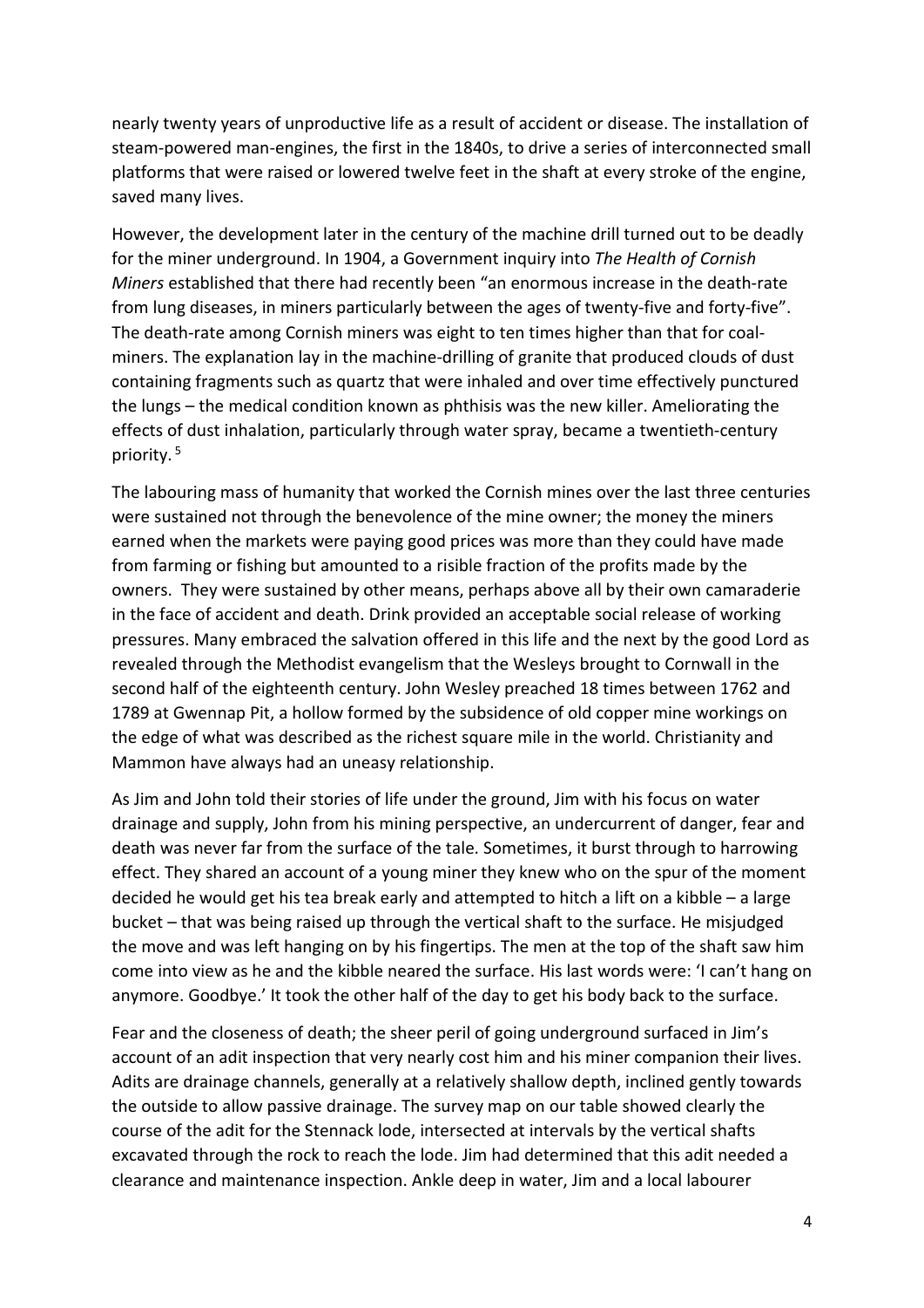nearly twenty years of unproductive life as a result of accident or disease. The installation of steam-powered man-engines, the first in the 1840s, to drive a series of interconnected small platforms that were raised or lowered twelve feet in the shaft at every stroke of the engine, saved many lives.

However, the development later in the century of the machine drill turned out to be deadly for the miner underground. In 1904, a Government inquiry into *The Health of Cornish Miners* established that there had recently been "an enormous increase in the death-rate from lung diseases, in miners particularly between the ages of twenty-five and forty-five". The death-rate among Cornish miners was eight to ten times higher than that for coal-miners. The explanation lay in the machine-drilling of granite that produced clouds of dust containing fragments such as quartz that were inhaled and over time effectively punctured the lungs – the medical condition known as phthisis was the new killer. Ameliorating the effects of dust inhalation, particularly through water spray, became a twentieth-century priority. [5]

The labouring mass of humanity that worked the Cornish mines over the last three centuries were sustained not through the benevolence of the mine owner; the money the miners earned when the markets were paying good prices was more than they could have made from farming or fishing but amounted to a risible fraction of the profits made by the owners. They were sustained by other means, perhaps above all by their own camaraderie in the face of accident and death. Drink provided an acceptable social release of working pressures. Many embraced the salvation offered in this life and the next by the good Lord as revealed through the Methodist evangelism that the Wesleys brought to Cornwall in the second half of the eighteenth century. John Wesley preached 18 times between 1762 and 1789 at Gwennap Pit, a hollow formed by the subsidence of old copper mine workings on the edge of what was described as the richest square mile in the world. Christianity and Mammon have always had an uneasy relationship.

As Jim and John told their stories of life under the ground, Jim with his focus on water drainage and supply, John from his mining perspective, an undercurrent of danger, fear and death was never far from the surface of the tale. Sometimes, it burst through to harrowing effect. They shared an account of a young miner they knew who on the spur of the moment decided he would get his tea break early and attempted to hitch a lift on a kibble – a large bucket – that was being raised up through the vertical shaft to the surface. He misjudged the move and was left hanging on by his fingertips. The men at the top of the shaft saw him come into view as he and the kibble neared the surface. His last words were: 'I can't hang on anymore. Goodbye.' It took the other half of the day to get his body back to the surface.

Fear and the closeness of death; the sheer peril of going underground surfaced in Jim's account of an adit inspection that very nearly cost him and his miner companion their lives. Adits are drainage channels, generally at a relatively shallow depth, inclined gently towards the outside to allow passive drainage. The survey map on our table showed clearly the course of the adit for the Stennack lode, intersected at intervals by the vertical shafts excavated through the rock to reach the lode. Jim had determined that this adit needed a clearance and maintenance inspection. Ankle deep in water, Jim and a local labourer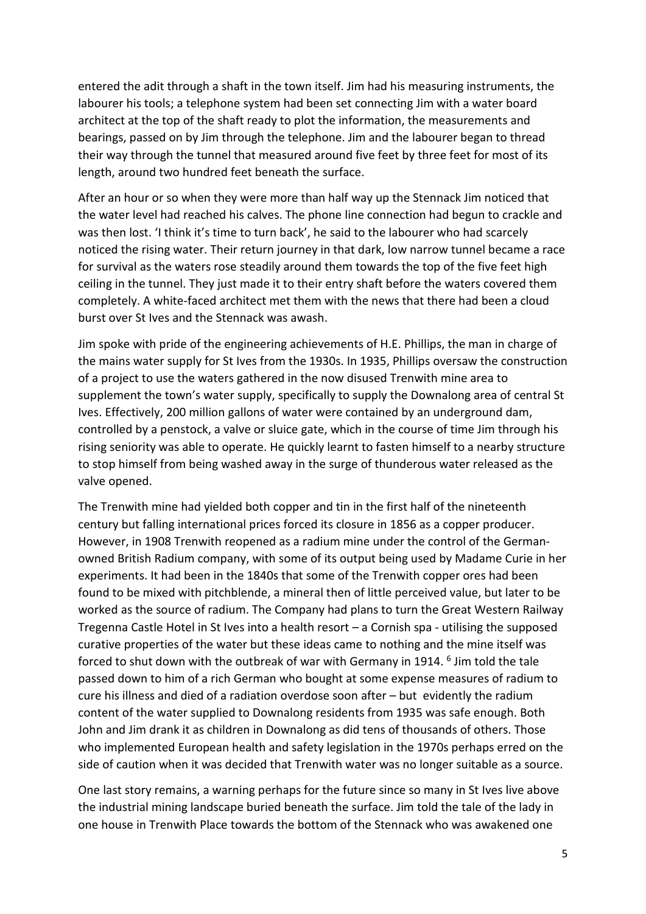entered the adit through a shaft in the town itself. Jim had his measuring instruments, the labourer his tools; a telephone system had been set connecting Jim with a water board architect at the top of the shaft ready to plot the information, the measurements and bearings, passed on by Jim through the telephone. Jim and the labourer began to thread their way through the tunnel that measured around five feet by three feet for most of its length, around two hundred feet beneath the surface.

After an hour or so when they were more than half way up the Stennack Jim noticed that the water level had reached his calves. The phone line connection had begun to crackle and was then lost. 'I think it's time to turn back', he said to the labourer who had scarcely noticed the rising water. Their return journey in that dark, low narrow tunnel became a race for survival as the waters rose steadily around them towards the top of the five feet high ceiling in the tunnel. They just made it to their entry shaft before the waters covered them completely. A white-faced architect met them with the news that there had been a cloud burst over St Ives and the Stennack was awash.

Jim spoke with pride of the engineering achievements of H.E. Phillips, the man in charge of the mains water supply for St Ives from the 1930s. In 1935, Phillips oversaw the construction of a project to use the waters gathered in the now disused Trenwith mine area to supplement the town's water supply, specifically to supply the Downalong area of central St Ives. Effectively, 200 million gallons of water were contained by an underground dam, controlled by a penstock, a valve or sluice gate, which in the course of time Jim through his rising seniority was able to operate. He quickly learnt to fasten himself to a nearby structure to stop himself from being washed away in the surge of thunderous water released as the valve opened.

The Trenwith mine had yielded both copper and tin in the first half of the nineteenth century but falling international prices forced its closure in 1856 as a copper producer. However, in 1908 Trenwith reopened as a radium mine under the control of the German-owned British Radium company, with some of its output being used by Madame Curie in her experiments. It had been in the 1840s that some of the Trenwith copper ores had been found to be mixed with pitchblende, a mineral then of little perceived value, but later to be worked as the source of radium. The Company had plans to turn the Great Western Railway Tregenna Castle Hotel in St Ives into a health resort – a Cornish spa - utilising the supposed curative properties of the water but these ideas came to nothing and the mine itself was forced to shut down with the outbreak of war with Germany in 1914. [6] Jim told the tale passed down to him of a rich German who bought at some expense measures of radium to cure his illness and died of a radiation overdose soon after – but evidently the radium content of the water supplied to Downalong residents from 1935 was safe enough. Both John and Jim drank it as children in Downalong as did tens of thousands of others. Those who implemented European health and safety legislation in the 1970s perhaps erred on the side of caution when it was decided that Trenwith water was no longer suitable as a source.

One last story remains, a warning perhaps for the future since so many in St Ives live above the industrial mining landscape buried beneath the surface. Jim told the tale of the lady in one house in Trenwith Place towards the bottom of the Stennack who was awakened one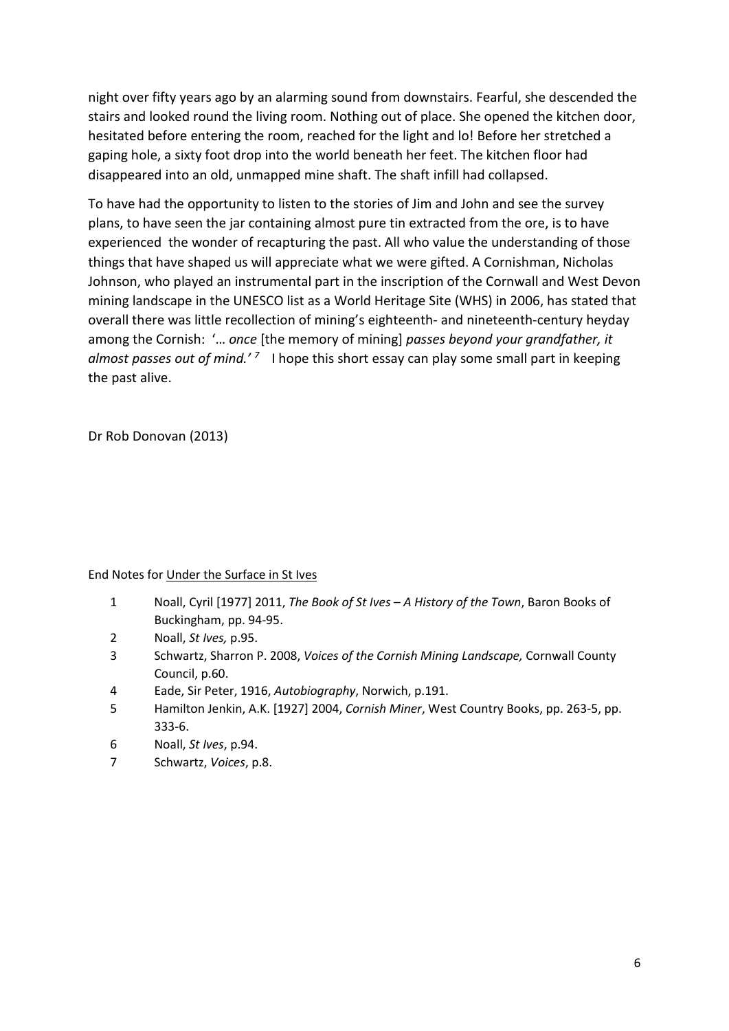night over fifty years ago by an alarming sound from downstairs. Fearful, she descended the stairs and looked round the living room. Nothing out of place. She opened the kitchen door, hesitated before entering the room, reached for the light and lo! Before her stretched a gaping hole, a sixty foot drop into the world beneath her feet. The kitchen floor had disappeared into an old, unmapped mine shaft. The shaft infill had collapsed.

To have had the opportunity to listen to the stories of Jim and John and see the survey plans, to have seen the jar containing almost pure tin extracted from the ore, is to have experienced the wonder of recapturing the past. All who value the understanding of those things that have shaped us will appreciate what we were gifted. A Cornishman, Nicholas Johnson, who played an instrumental part in the inscription of the Cornwall and West Devon mining landscape in the UNESCO list as a World Heritage Site (WHS) in 2006, has stated that overall there was little recollection of mining's eighteenth- and nineteenth-century heyday among the Cornish: '… *once* [the memory of mining] *passes beyond your grandfather, it almost passes out of mind.'* [7] I hope this short essay can play some small part in keeping the past alive.

Dr Rob Donovan (2013)

End Notes for Under the Surface in St Ives

1. Noall, Cyril [1977] 2011, *The Book of St Ives – A History of the Town*, Baron Books of Buckingham, pp. 94-95.
2. Noall, *St Ives,* p.95.
3. Schwartz, Sharron P. 2008, *Voices of the Cornish Mining Landscape,* Cornwall County Council, p.60.
4. Eade, Sir Peter, 1916, *Autobiography*, Norwich, p.191.
5. Hamilton Jenkin, A.K. [1927] 2004, *Cornish Miner*, West Country Books, pp. 263-5, pp. 333-6.
6. Noall, *St Ives*, p.94.
7. Schwartz, *Voices*, p.8.